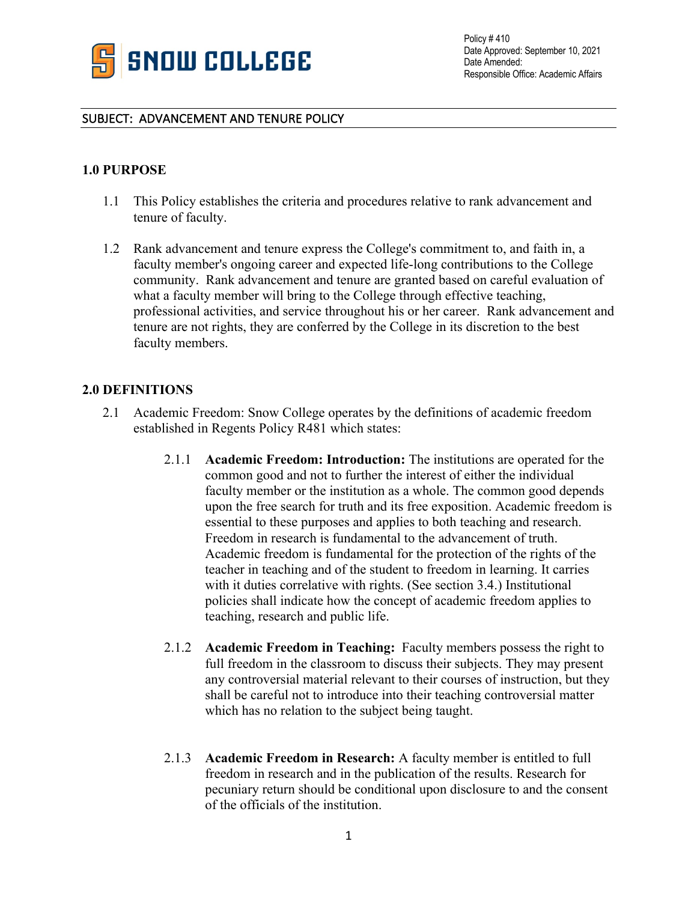Policy # 410
Date Approved: September 10, 2021
Date Amended:
Responsible Office: Academic Affairs

SUBJECT: ADVANCEMENT AND TENURE POLICY

## 1.0 PURPOSE

1.1 This Policy establishes the criteria and procedures relative to rank advancement and tenure of faculty.

1.2 Rank advancement and tenure express the College's commitment to, and faith in, a faculty member's ongoing career and expected life-long contributions to the College community. Rank advancement and tenure are granted based on careful evaluation of what a faculty member will bring to the College through effective teaching, professional activities, and service throughout his or her career. Rank advancement and tenure are not rights, they are conferred by the College in its discretion to the best faculty members.

## 2.0 DEFINITIONS

2.1 Academic Freedom: Snow College operates by the definitions of academic freedom established in Regents Policy R481 which states:

2.1.1 **Academic Freedom: Introduction:** The institutions are operated for the common good and not to further the interest of either the individual faculty member or the institution as a whole. The common good depends upon the free search for truth and its free exposition. Academic freedom is essential to these purposes and applies to both teaching and research. Freedom in research is fundamental to the advancement of truth. Academic freedom is fundamental for the protection of the rights of the teacher in teaching and of the student to freedom in learning. It carries with it duties correlative with rights. (See section 3.4.) Institutional policies shall indicate how the concept of academic freedom applies to teaching, research and public life.

2.1.2 **Academic Freedom in Teaching:** Faculty members possess the right to full freedom in the classroom to discuss their subjects. They may present any controversial material relevant to their courses of instruction, but they shall be careful not to introduce into their teaching controversial matter which has no relation to the subject being taught.

2.1.3 **Academic Freedom in Research:** A faculty member is entitled to full freedom in research and in the publication of the results. Research for pecuniary return should be conditional upon disclosure to and the consent of the officials of the institution.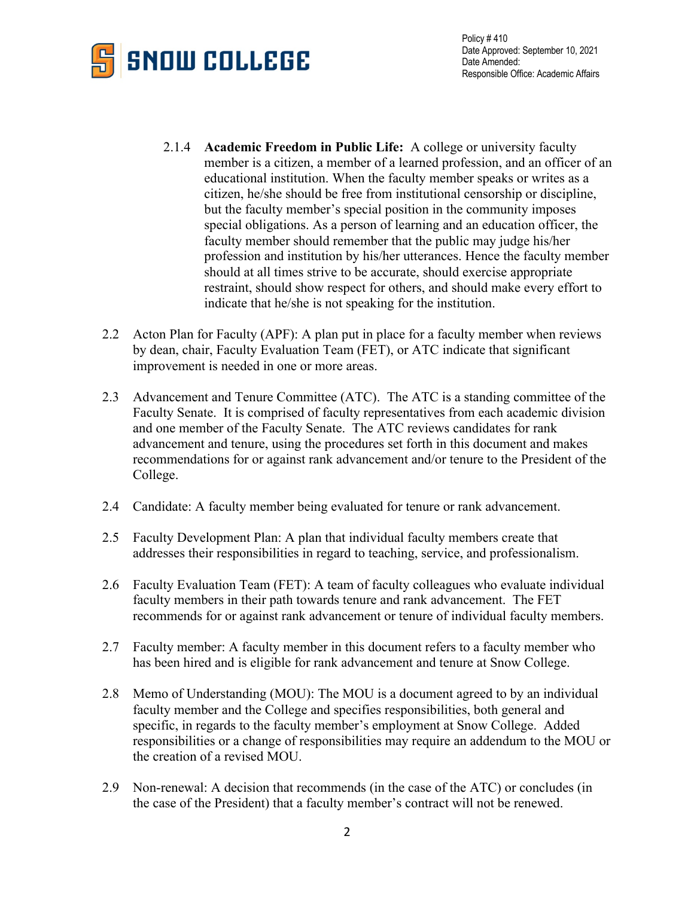2.1.4 **Academic Freedom in Public Life:** A college or university faculty member is a citizen, a member of a learned profession, and an officer of an educational institution. When the faculty member speaks or writes as a citizen, he/she should be free from institutional censorship or discipline, but the faculty member's special position in the community imposes special obligations. As a person of learning and an education officer, the faculty member should remember that the public may judge his/her profession and institution by his/her utterances. Hence the faculty member should at all times strive to be accurate, should exercise appropriate restraint, should show respect for others, and should make every effort to indicate that he/she is not speaking for the institution.

2.2 Acton Plan for Faculty (APF): A plan put in place for a faculty member when reviews by dean, chair, Faculty Evaluation Team (FET), or ATC indicate that significant improvement is needed in one or more areas.

2.3 Advancement and Tenure Committee (ATC). The ATC is a standing committee of the Faculty Senate. It is comprised of faculty representatives from each academic division and one member of the Faculty Senate. The ATC reviews candidates for rank advancement and tenure, using the procedures set forth in this document and makes recommendations for or against rank advancement and/or tenure to the President of the College.

2.4 Candidate: A faculty member being evaluated for tenure or rank advancement.

2.5 Faculty Development Plan: A plan that individual faculty members create that addresses their responsibilities in regard to teaching, service, and professionalism.

2.6 Faculty Evaluation Team (FET): A team of faculty colleagues who evaluate individual faculty members in their path towards tenure and rank advancement. The FET recommends for or against rank advancement or tenure of individual faculty members.

2.7 Faculty member: A faculty member in this document refers to a faculty member who has been hired and is eligible for rank advancement and tenure at Snow College.

2.8 Memo of Understanding (MOU): The MOU is a document agreed to by an individual faculty member and the College and specifies responsibilities, both general and specific, in regards to the faculty member's employment at Snow College. Added responsibilities or a change of responsibilities may require an addendum to the MOU or the creation of a revised MOU.

2.9 Non-renewal: A decision that recommends (in the case of the ATC) or concludes (in the case of the President) that a faculty member's contract will not be renewed.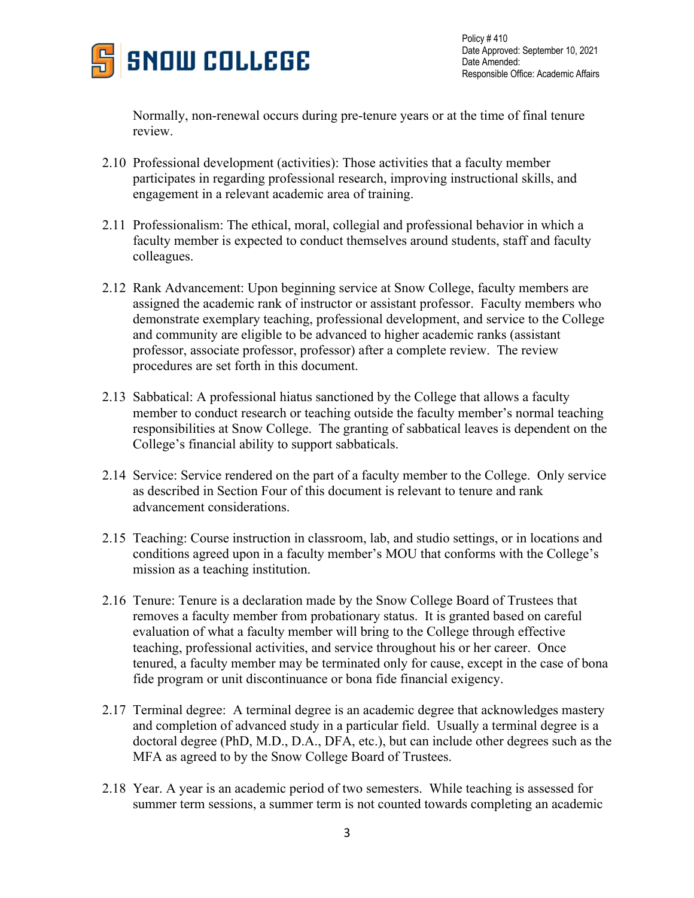Normally, non-renewal occurs during pre-tenure years or at the time of final tenure review.

2.10 Professional development (activities): Those activities that a faculty member participates in regarding professional research, improving instructional skills, and engagement in a relevant academic area of training.

2.11 Professionalism: The ethical, moral, collegial and professional behavior in which a faculty member is expected to conduct themselves around students, staff and faculty colleagues.

2.12 Rank Advancement: Upon beginning service at Snow College, faculty members are assigned the academic rank of instructor or assistant professor. Faculty members who demonstrate exemplary teaching, professional development, and service to the College and community are eligible to be advanced to higher academic ranks (assistant professor, associate professor, professor) after a complete review. The review procedures are set forth in this document.

2.13 Sabbatical: A professional hiatus sanctioned by the College that allows a faculty member to conduct research or teaching outside the faculty member's normal teaching responsibilities at Snow College. The granting of sabbatical leaves is dependent on the College's financial ability to support sabbaticals.

2.14 Service: Service rendered on the part of a faculty member to the College. Only service as described in Section Four of this document is relevant to tenure and rank advancement considerations.

2.15 Teaching: Course instruction in classroom, lab, and studio settings, or in locations and conditions agreed upon in a faculty member's MOU that conforms with the College's mission as a teaching institution.

2.16 Tenure: Tenure is a declaration made by the Snow College Board of Trustees that removes a faculty member from probationary status. It is granted based on careful evaluation of what a faculty member will bring to the College through effective teaching, professional activities, and service throughout his or her career. Once tenured, a faculty member may be terminated only for cause, except in the case of bona fide program or unit discontinuance or bona fide financial exigency.

2.17 Terminal degree: A terminal degree is an academic degree that acknowledges mastery and completion of advanced study in a particular field. Usually a terminal degree is a doctoral degree (PhD, M.D., D.A., DFA, etc.), but can include other degrees such as the MFA as agreed to by the Snow College Board of Trustees.

2.18 Year. A year is an academic period of two semesters. While teaching is assessed for summer term sessions, a summer term is not counted towards completing an academic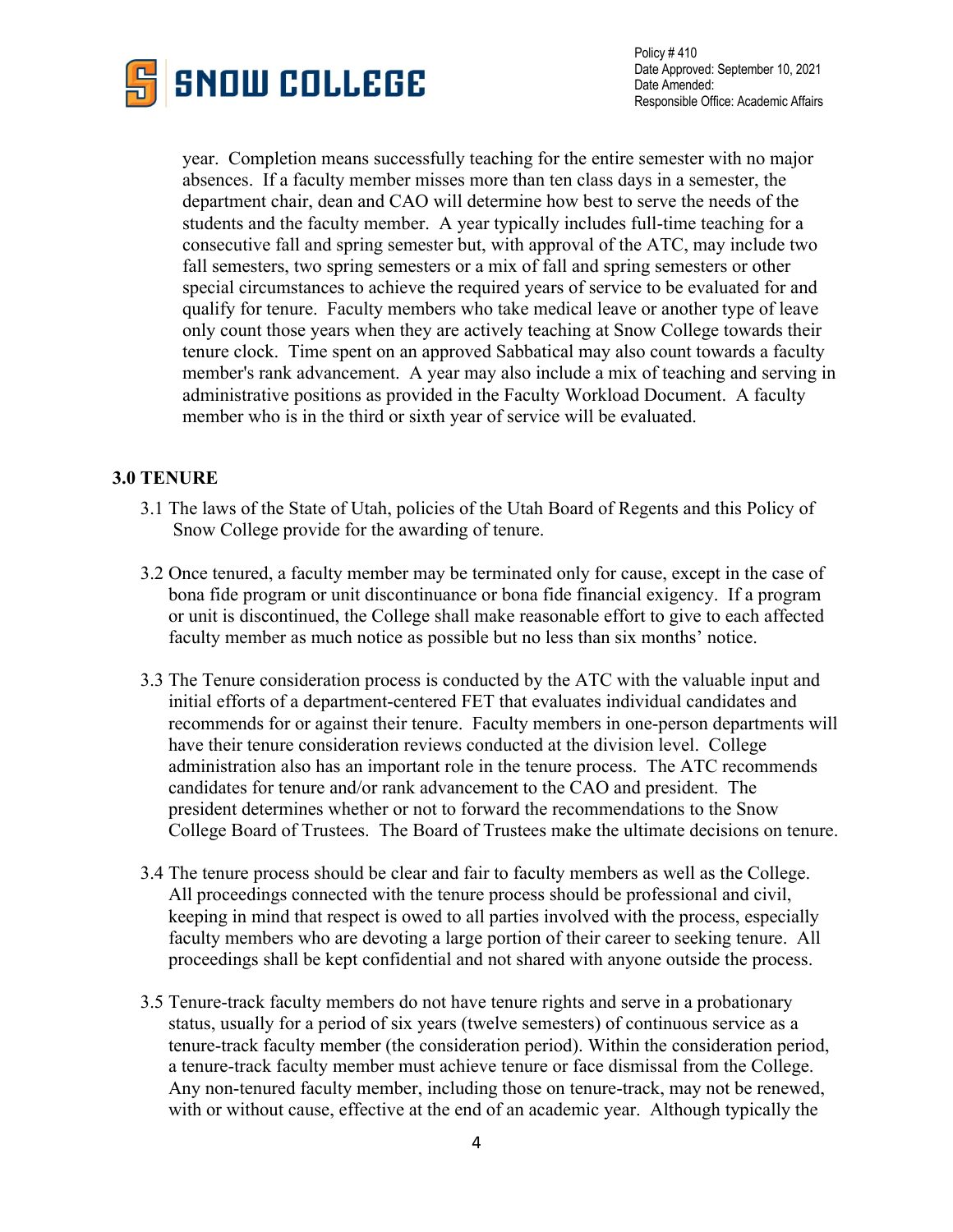year. Completion means successfully teaching for the entire semester with no major absences. If a faculty member misses more than ten class days in a semester, the department chair, dean and CAO will determine how best to serve the needs of the students and the faculty member. A year typically includes full-time teaching for a consecutive fall and spring semester but, with approval of the ATC, may include two fall semesters, two spring semesters or a mix of fall and spring semesters or other special circumstances to achieve the required years of service to be evaluated for and qualify for tenure. Faculty members who take medical leave or another type of leave only count those years when they are actively teaching at Snow College towards their tenure clock. Time spent on an approved Sabbatical may also count towards a faculty member's rank advancement. A year may also include a mix of teaching and serving in administrative positions as provided in the Faculty Workload Document. A faculty member who is in the third or sixth year of service will be evaluated.

## 3.0 TENURE

3.1 The laws of the State of Utah, policies of the Utah Board of Regents and this Policy of Snow College provide for the awarding of tenure.

3.2 Once tenured, a faculty member may be terminated only for cause, except in the case of bona fide program or unit discontinuance or bona fide financial exigency. If a program or unit is discontinued, the College shall make reasonable effort to give to each affected faculty member as much notice as possible but no less than six months' notice.

3.3 The Tenure consideration process is conducted by the ATC with the valuable input and initial efforts of a department-centered FET that evaluates individual candidates and recommends for or against their tenure. Faculty members in one-person departments will have their tenure consideration reviews conducted at the division level. College administration also has an important role in the tenure process. The ATC recommends candidates for tenure and/or rank advancement to the CAO and president. The president determines whether or not to forward the recommendations to the Snow College Board of Trustees. The Board of Trustees make the ultimate decisions on tenure.

3.4 The tenure process should be clear and fair to faculty members as well as the College. All proceedings connected with the tenure process should be professional and civil, keeping in mind that respect is owed to all parties involved with the process, especially faculty members who are devoting a large portion of their career to seeking tenure. All proceedings shall be kept confidential and not shared with anyone outside the process.

3.5 Tenure-track faculty members do not have tenure rights and serve in a probationary status, usually for a period of six years (twelve semesters) of continuous service as a tenure-track faculty member (the consideration period). Within the consideration period, a tenure-track faculty member must achieve tenure or face dismissal from the College. Any non-tenured faculty member, including those on tenure-track, may not be renewed, with or without cause, effective at the end of an academic year. Although typically the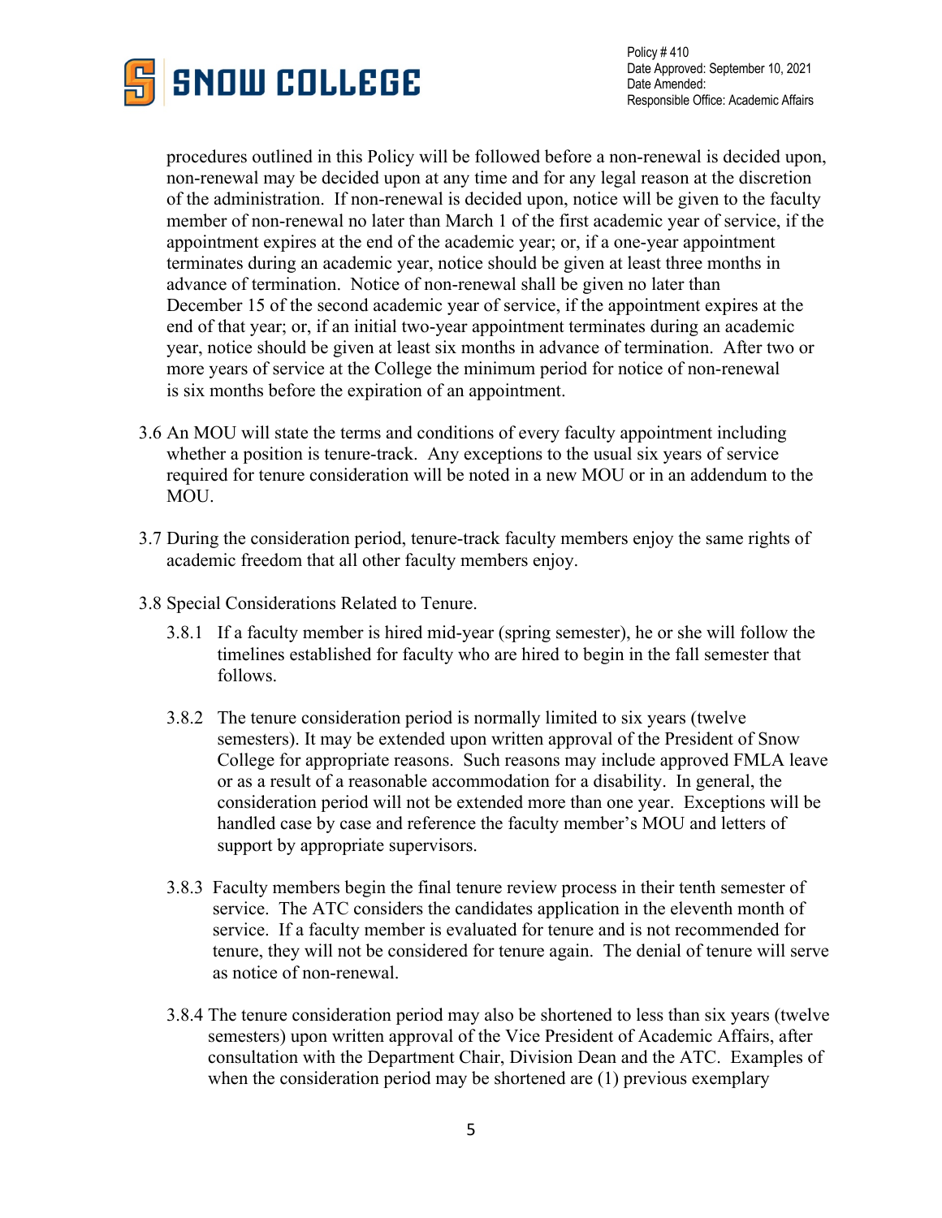procedures outlined in this Policy will be followed before a non-renewal is decided upon, non-renewal may be decided upon at any time and for any legal reason at the discretion of the administration. If non-renewal is decided upon, notice will be given to the faculty member of non-renewal no later than March 1 of the first academic year of service, if the appointment expires at the end of the academic year; or, if a one-year appointment terminates during an academic year, notice should be given at least three months in advance of termination. Notice of non-renewal shall be given no later than December 15 of the second academic year of service, if the appointment expires at the end of that year; or, if an initial two-year appointment terminates during an academic year, notice should be given at least six months in advance of termination. After two or more years of service at the College the minimum period for notice of non-renewal is six months before the expiration of an appointment.

3.6 An MOU will state the terms and conditions of every faculty appointment including whether a position is tenure-track. Any exceptions to the usual six years of service required for tenure consideration will be noted in a new MOU or in an addendum to the MOU.

3.7 During the consideration period, tenure-track faculty members enjoy the same rights of academic freedom that all other faculty members enjoy.

3.8 Special Considerations Related to Tenure.

3.8.1 If a faculty member is hired mid-year (spring semester), he or she will follow the timelines established for faculty who are hired to begin in the fall semester that follows.

3.8.2 The tenure consideration period is normally limited to six years (twelve semesters). It may be extended upon written approval of the President of Snow College for appropriate reasons. Such reasons may include approved FMLA leave or as a result of a reasonable accommodation for a disability. In general, the consideration period will not be extended more than one year. Exceptions will be handled case by case and reference the faculty member's MOU and letters of support by appropriate supervisors.

3.8.3 Faculty members begin the final tenure review process in their tenth semester of service. The ATC considers the candidates application in the eleventh month of service. If a faculty member is evaluated for tenure and is not recommended for tenure, they will not be considered for tenure again. The denial of tenure will serve as notice of non-renewal.

3.8.4 The tenure consideration period may also be shortened to less than six years (twelve semesters) upon written approval of the Vice President of Academic Affairs, after consultation with the Department Chair, Division Dean and the ATC. Examples of when the consideration period may be shortened are (1) previous exemplary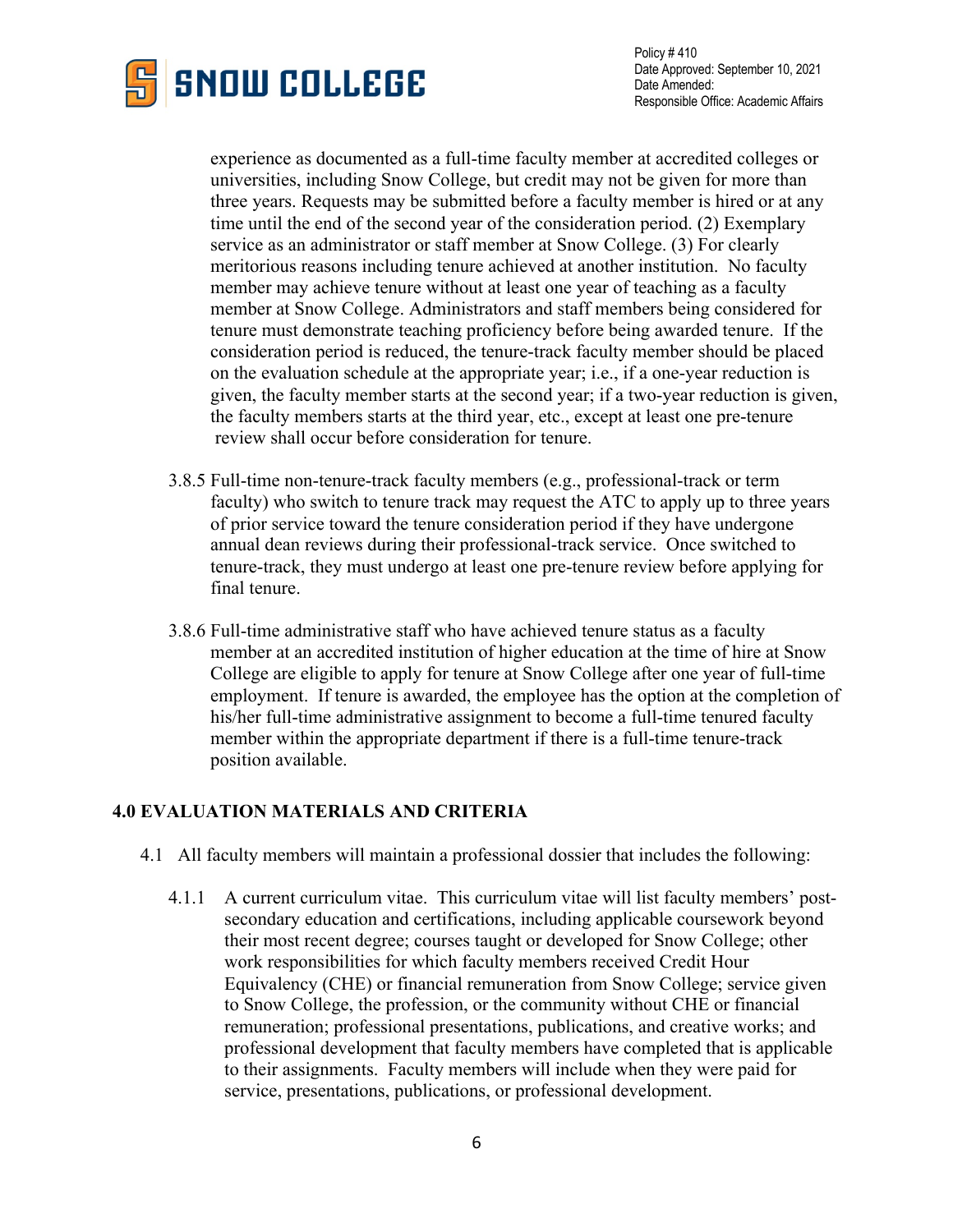experience as documented as a full-time faculty member at accredited colleges or universities, including Snow College, but credit may not be given for more than three years. Requests may be submitted before a faculty member is hired or at any time until the end of the second year of the consideration period. (2) Exemplary service as an administrator or staff member at Snow College. (3) For clearly meritorious reasons including tenure achieved at another institution. No faculty member may achieve tenure without at least one year of teaching as a faculty member at Snow College. Administrators and staff members being considered for tenure must demonstrate teaching proficiency before being awarded tenure. If the consideration period is reduced, the tenure-track faculty member should be placed on the evaluation schedule at the appropriate year; i.e., if a one-year reduction is given, the faculty member starts at the second year; if a two-year reduction is given, the faculty members starts at the third year, etc., except at least one pre-tenure review shall occur before consideration for tenure.

3.8.5 Full-time non-tenure-track faculty members (e.g., professional-track or term faculty) who switch to tenure track may request the ATC to apply up to three years of prior service toward the tenure consideration period if they have undergone annual dean reviews during their professional-track service. Once switched to tenure-track, they must undergo at least one pre-tenure review before applying for final tenure.

3.8.6 Full-time administrative staff who have achieved tenure status as a faculty member at an accredited institution of higher education at the time of hire at Snow College are eligible to apply for tenure at Snow College after one year of full-time employment. If tenure is awarded, the employee has the option at the completion of his/her full-time administrative assignment to become a full-time tenured faculty member within the appropriate department if there is a full-time tenure-track position available.

## 4.0 EVALUATION MATERIALS AND CRITERIA

4.1 All faculty members will maintain a professional dossier that includes the following:

4.1.1 A current curriculum vitae. This curriculum vitae will list faculty members' post-secondary education and certifications, including applicable coursework beyond their most recent degree; courses taught or developed for Snow College; other work responsibilities for which faculty members received Credit Hour Equivalency (CHE) or financial remuneration from Snow College; service given to Snow College, the profession, or the community without CHE or financial remuneration; professional presentations, publications, and creative works; and professional development that faculty members have completed that is applicable to their assignments. Faculty members will include when they were paid for service, presentations, publications, or professional development.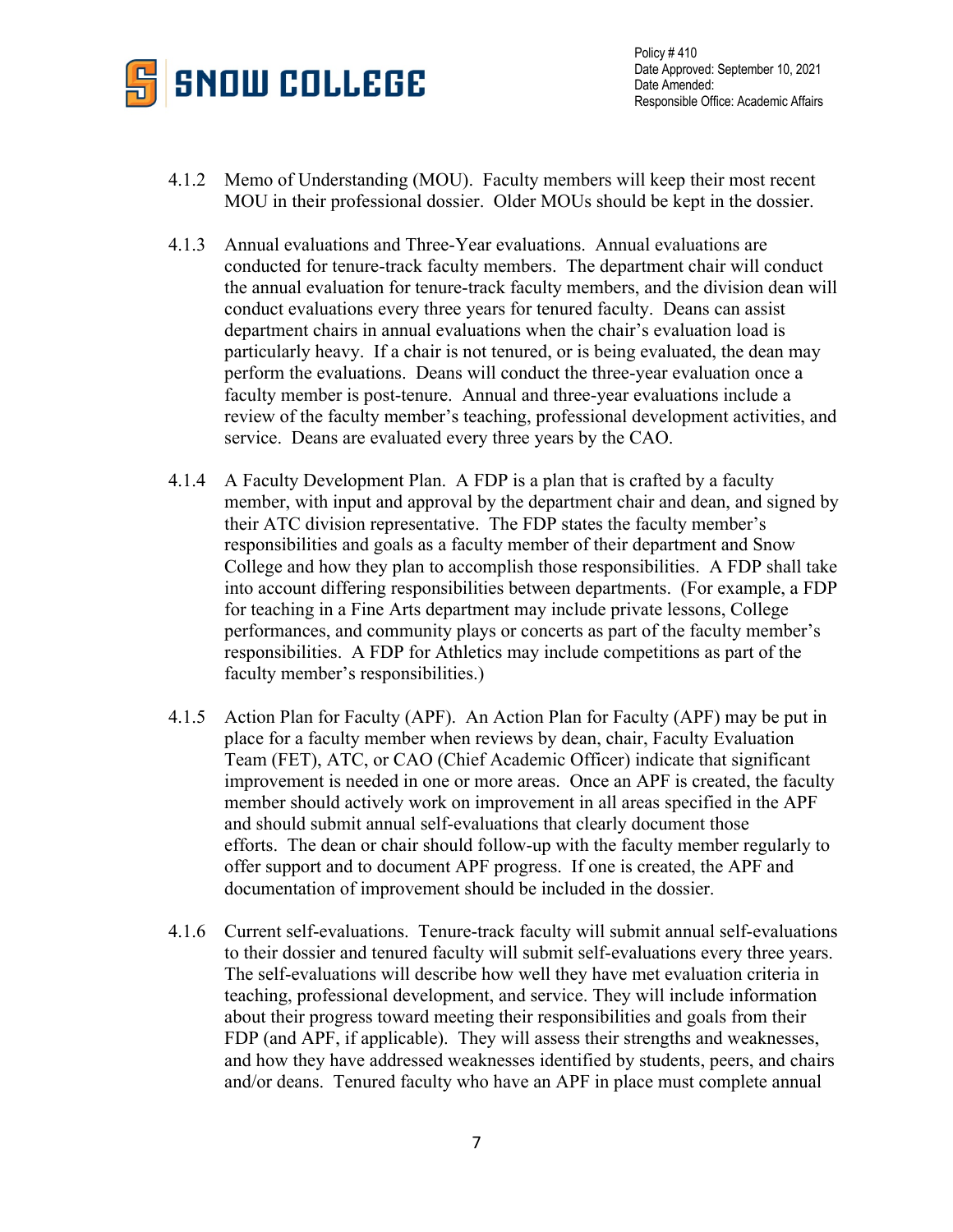4.1.2 Memo of Understanding (MOU). Faculty members will keep their most recent MOU in their professional dossier. Older MOUs should be kept in the dossier.

4.1.3 Annual evaluations and Three-Year evaluations. Annual evaluations are conducted for tenure-track faculty members. The department chair will conduct the annual evaluation for tenure-track faculty members, and the division dean will conduct evaluations every three years for tenured faculty. Deans can assist department chairs in annual evaluations when the chair's evaluation load is particularly heavy. If a chair is not tenured, or is being evaluated, the dean may perform the evaluations. Deans will conduct the three-year evaluation once a faculty member is post-tenure. Annual and three-year evaluations include a review of the faculty member's teaching, professional development activities, and service. Deans are evaluated every three years by the CAO.

4.1.4 A Faculty Development Plan. A FDP is a plan that is crafted by a faculty member, with input and approval by the department chair and dean, and signed by their ATC division representative. The FDP states the faculty member's responsibilities and goals as a faculty member of their department and Snow College and how they plan to accomplish those responsibilities. A FDP shall take into account differing responsibilities between departments. (For example, a FDP for teaching in a Fine Arts department may include private lessons, College performances, and community plays or concerts as part of the faculty member's responsibilities. A FDP for Athletics may include competitions as part of the faculty member's responsibilities.)

4.1.5 Action Plan for Faculty (APF). An Action Plan for Faculty (APF) may be put in place for a faculty member when reviews by dean, chair, Faculty Evaluation Team (FET), ATC, or CAO (Chief Academic Officer) indicate that significant improvement is needed in one or more areas. Once an APF is created, the faculty member should actively work on improvement in all areas specified in the APF and should submit annual self-evaluations that clearly document those efforts. The dean or chair should follow-up with the faculty member regularly to offer support and to document APF progress. If one is created, the APF and documentation of improvement should be included in the dossier.

4.1.6 Current self-evaluations. Tenure-track faculty will submit annual self-evaluations to their dossier and tenured faculty will submit self-evaluations every three years. The self-evaluations will describe how well they have met evaluation criteria in teaching, professional development, and service. They will include information about their progress toward meeting their responsibilities and goals from their FDP (and APF, if applicable). They will assess their strengths and weaknesses, and how they have addressed weaknesses identified by students, peers, and chairs and/or deans. Tenured faculty who have an APF in place must complete annual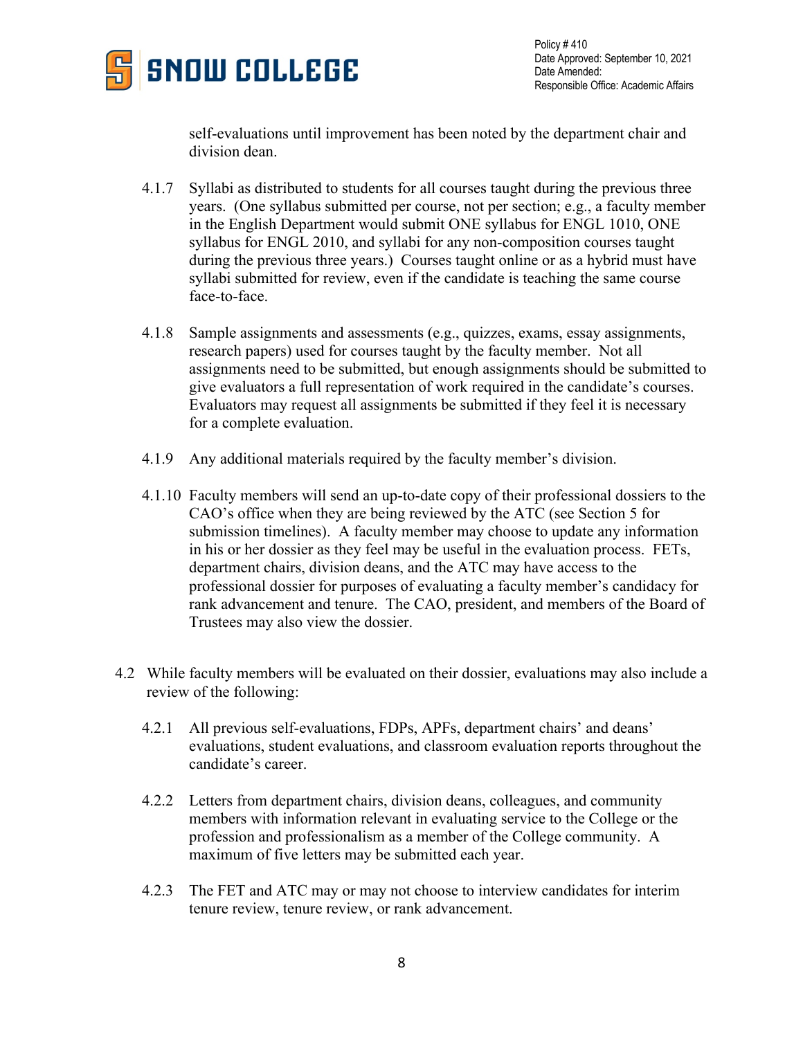self-evaluations until improvement has been noted by the department chair and division dean.

4.1.7 Syllabi as distributed to students for all courses taught during the previous three years. (One syllabus submitted per course, not per section; e.g., a faculty member in the English Department would submit ONE syllabus for ENGL 1010, ONE syllabus for ENGL 2010, and syllabi for any non-composition courses taught during the previous three years.) Courses taught online or as a hybrid must have syllabi submitted for review, even if the candidate is teaching the same course face-to-face.

4.1.8 Sample assignments and assessments (e.g., quizzes, exams, essay assignments, research papers) used for courses taught by the faculty member. Not all assignments need to be submitted, but enough assignments should be submitted to give evaluators a full representation of work required in the candidate's courses. Evaluators may request all assignments be submitted if they feel it is necessary for a complete evaluation.

4.1.9 Any additional materials required by the faculty member's division.

4.1.10 Faculty members will send an up-to-date copy of their professional dossiers to the CAO's office when they are being reviewed by the ATC (see Section 5 for submission timelines). A faculty member may choose to update any information in his or her dossier as they feel may be useful in the evaluation process. FETs, department chairs, division deans, and the ATC may have access to the professional dossier for purposes of evaluating a faculty member's candidacy for rank advancement and tenure. The CAO, president, and members of the Board of Trustees may also view the dossier.

4.2 While faculty members will be evaluated on their dossier, evaluations may also include a review of the following:

4.2.1 All previous self-evaluations, FDPs, APFs, department chairs' and deans' evaluations, student evaluations, and classroom evaluation reports throughout the candidate's career.

4.2.2 Letters from department chairs, division deans, colleagues, and community members with information relevant in evaluating service to the College or the profession and professionalism as a member of the College community. A maximum of five letters may be submitted each year.

4.2.3 The FET and ATC may or may not choose to interview candidates for interim tenure review, tenure review, or rank advancement.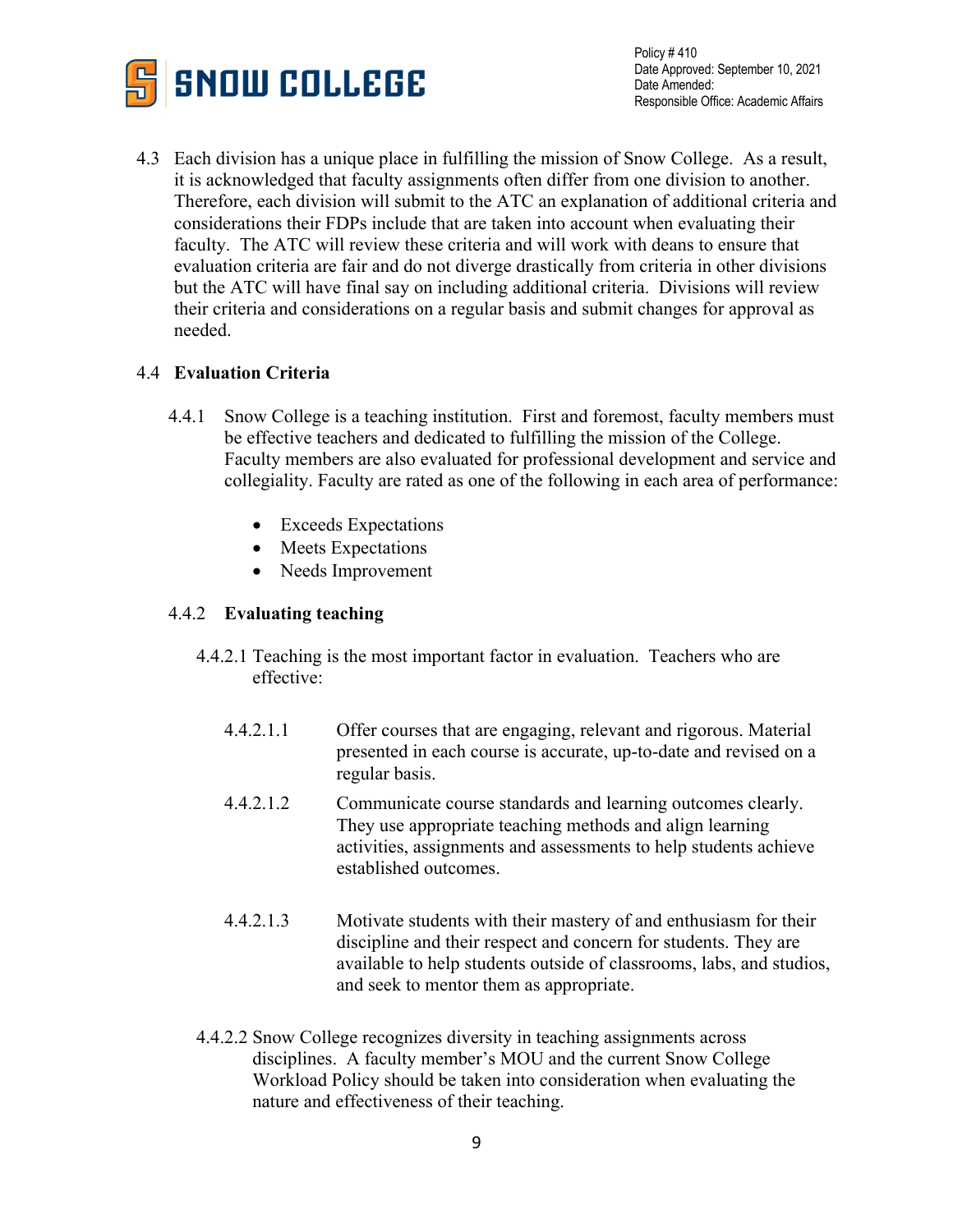4.3 Each division has a unique place in fulfilling the mission of Snow College. As a result, it is acknowledged that faculty assignments often differ from one division to another. Therefore, each division will submit to the ATC an explanation of additional criteria and considerations their FDPs include that are taken into account when evaluating their faculty. The ATC will review these criteria and will work with deans to ensure that evaluation criteria are fair and do not diverge drastically from criteria in other divisions but the ATC will have final say on including additional criteria. Divisions will review their criteria and considerations on a regular basis and submit changes for approval as needed.

4.4 **Evaluation Criteria**

4.4.1 Snow College is a teaching institution. First and foremost, faculty members must be effective teachers and dedicated to fulfilling the mission of the College. Faculty members are also evaluated for professional development and service and collegiality. Faculty are rated as one of the following in each area of performance:

- Exceeds Expectations
- Meets Expectations
- Needs Improvement

4.4.2 **Evaluating teaching**

4.4.2.1 Teaching is the most important factor in evaluation. Teachers who are effective:

4.4.2.1.1 Offer courses that are engaging, relevant and rigorous. Material presented in each course is accurate, up-to-date and revised on a regular basis.

4.4.2.1.2 Communicate course standards and learning outcomes clearly. They use appropriate teaching methods and align learning activities, assignments and assessments to help students achieve established outcomes.

4.4.2.1.3 Motivate students with their mastery of and enthusiasm for their discipline and their respect and concern for students. They are available to help students outside of classrooms, labs, and studios, and seek to mentor them as appropriate.

4.4.2.2 Snow College recognizes diversity in teaching assignments across disciplines. A faculty member's MOU and the current Snow College Workload Policy should be taken into consideration when evaluating the nature and effectiveness of their teaching.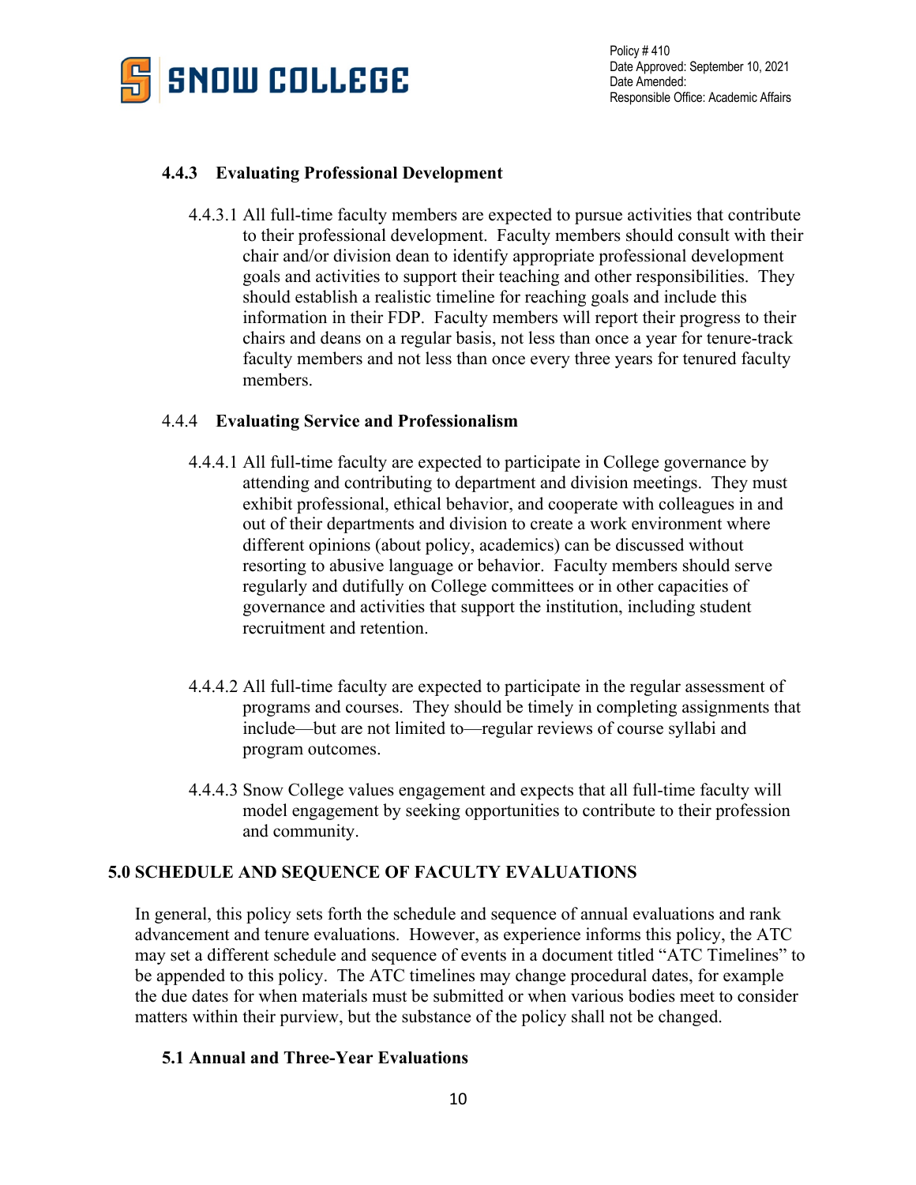### 4.4.3 Evaluating Professional Development

4.4.3.1 All full-time faculty members are expected to pursue activities that contribute to their professional development. Faculty members should consult with their chair and/or division dean to identify appropriate professional development goals and activities to support their teaching and other responsibilities. They should establish a realistic timeline for reaching goals and include this information in their FDP. Faculty members will report their progress to their chairs and deans on a regular basis, not less than once a year for tenure-track faculty members and not less than once every three years for tenured faculty members.

### 4.4.4 Evaluating Service and Professionalism

4.4.4.1 All full-time faculty are expected to participate in College governance by attending and contributing to department and division meetings. They must exhibit professional, ethical behavior, and cooperate with colleagues in and out of their departments and division to create a work environment where different opinions (about policy, academics) can be discussed without resorting to abusive language or behavior. Faculty members should serve regularly and dutifully on College committees or in other capacities of governance and activities that support the institution, including student recruitment and retention.

4.4.4.2 All full-time faculty are expected to participate in the regular assessment of programs and courses. They should be timely in completing assignments that include—but are not limited to—regular reviews of course syllabi and program outcomes.

4.4.4.3 Snow College values engagement and expects that all full-time faculty will model engagement by seeking opportunities to contribute to their profession and community.

## 5.0 SCHEDULE AND SEQUENCE OF FACULTY EVALUATIONS

In general, this policy sets forth the schedule and sequence of annual evaluations and rank advancement and tenure evaluations. However, as experience informs this policy, the ATC may set a different schedule and sequence of events in a document titled "ATC Timelines" to be appended to this policy. The ATC timelines may change procedural dates, for example the due dates for when materials must be submitted or when various bodies meet to consider matters within their purview, but the substance of the policy shall not be changed.

### 5.1 Annual and Three-Year Evaluations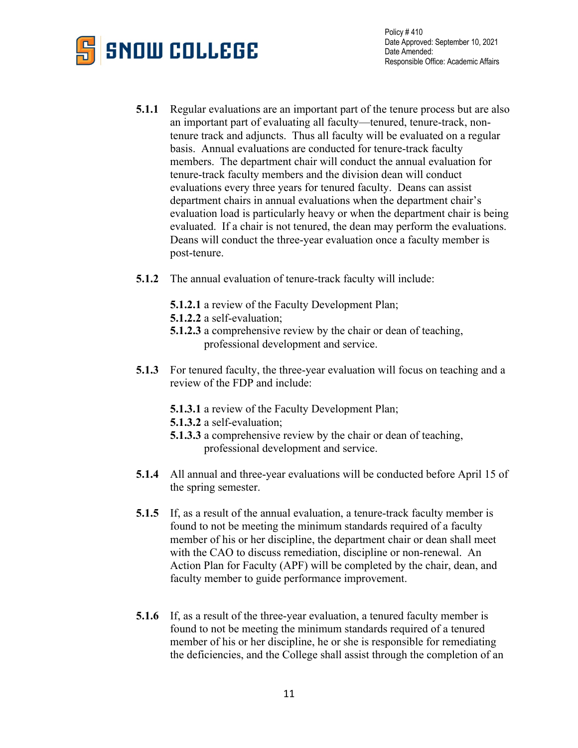**5.1.1** Regular evaluations are an important part of the tenure process but are also an important part of evaluating all faculty—tenured, tenure-track, non-tenure track and adjuncts. Thus all faculty will be evaluated on a regular basis. Annual evaluations are conducted for tenure-track faculty members. The department chair will conduct the annual evaluation for tenure-track faculty members and the division dean will conduct evaluations every three years for tenured faculty. Deans can assist department chairs in annual evaluations when the department chair's evaluation load is particularly heavy or when the department chair is being evaluated. If a chair is not tenured, the dean may perform the evaluations. Deans will conduct the three-year evaluation once a faculty member is post-tenure.

**5.1.2** The annual evaluation of tenure-track faculty will include:

**5.1.2.1** a review of the Faculty Development Plan;
**5.1.2.2** a self-evaluation;
**5.1.2.3** a comprehensive review by the chair or dean of teaching, professional development and service.

**5.1.3** For tenured faculty, the three-year evaluation will focus on teaching and a review of the FDP and include:

**5.1.3.1** a review of the Faculty Development Plan;
**5.1.3.2** a self-evaluation;
**5.1.3.3** a comprehensive review by the chair or dean of teaching, professional development and service.

**5.1.4** All annual and three-year evaluations will be conducted before April 15 of the spring semester.

**5.1.5** If, as a result of the annual evaluation, a tenure-track faculty member is found to not be meeting the minimum standards required of a faculty member of his or her discipline, the department chair or dean shall meet with the CAO to discuss remediation, discipline or non-renewal. An Action Plan for Faculty (APF) will be completed by the chair, dean, and faculty member to guide performance improvement.

**5.1.6** If, as a result of the three-year evaluation, a tenured faculty member is found to not be meeting the minimum standards required of a tenured member of his or her discipline, he or she is responsible for remediating the deficiencies, and the College shall assist through the completion of an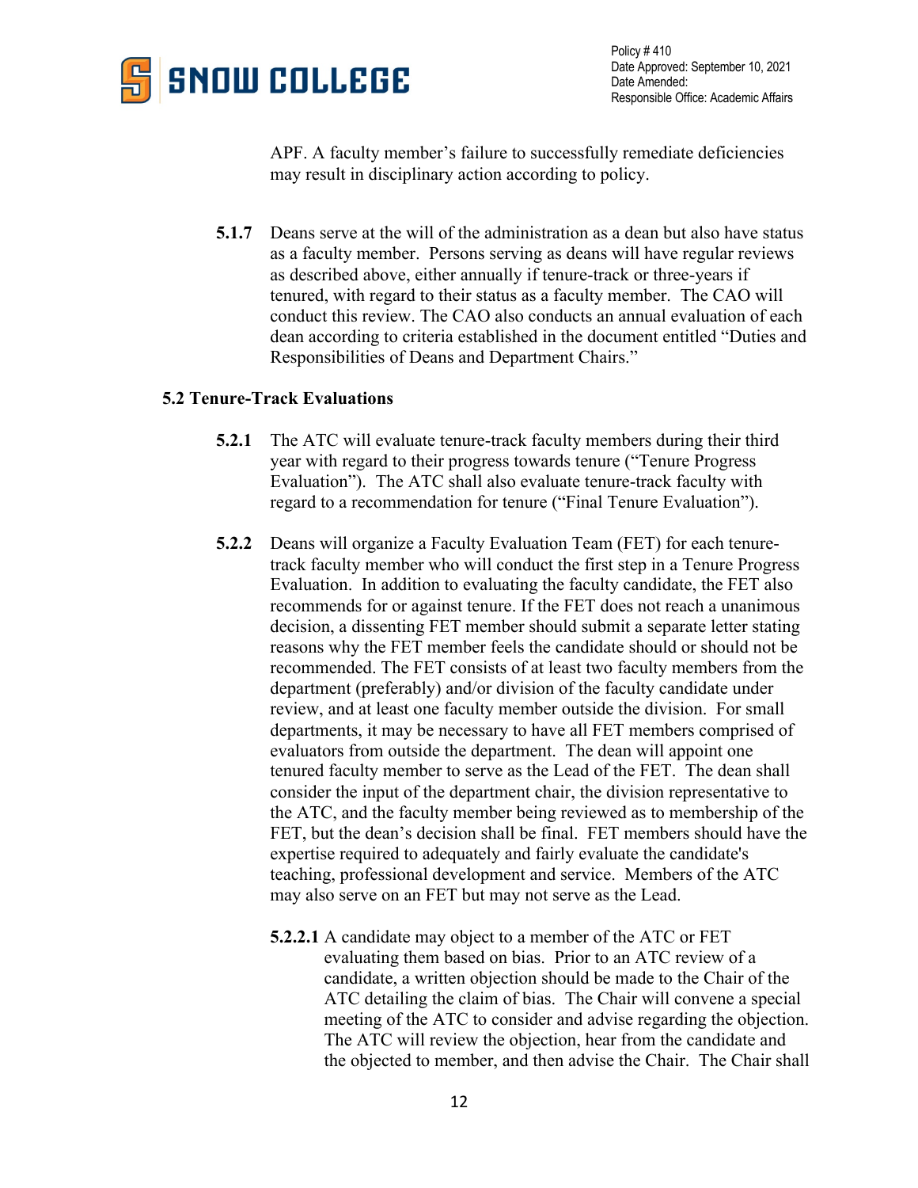APF. A faculty member's failure to successfully remediate deficiencies may result in disciplinary action according to policy.

**5.1.7** Deans serve at the will of the administration as a dean but also have status as a faculty member. Persons serving as deans will have regular reviews as described above, either annually if tenure-track or three-years if tenured, with regard to their status as a faculty member. The CAO will conduct this review. The CAO also conducts an annual evaluation of each dean according to criteria established in the document entitled "Duties and Responsibilities of Deans and Department Chairs."

**5.2 Tenure-Track Evaluations**

**5.2.1** The ATC will evaluate tenure-track faculty members during their third year with regard to their progress towards tenure ("Tenure Progress Evaluation"). The ATC shall also evaluate tenure-track faculty with regard to a recommendation for tenure ("Final Tenure Evaluation").

**5.2.2** Deans will organize a Faculty Evaluation Team (FET) for each tenure-track faculty member who will conduct the first step in a Tenure Progress Evaluation. In addition to evaluating the faculty candidate, the FET also recommends for or against tenure. If the FET does not reach a unanimous decision, a dissenting FET member should submit a separate letter stating reasons why the FET member feels the candidate should or should not be recommended. The FET consists of at least two faculty members from the department (preferably) and/or division of the faculty candidate under review, and at least one faculty member outside the division. For small departments, it may be necessary to have all FET members comprised of evaluators from outside the department. The dean will appoint one tenured faculty member to serve as the Lead of the FET. The dean shall consider the input of the department chair, the division representative to the ATC, and the faculty member being reviewed as to membership of the FET, but the dean's decision shall be final. FET members should have the expertise required to adequately and fairly evaluate the candidate's teaching, professional development and service. Members of the ATC may also serve on an FET but may not serve as the Lead.

**5.2.2.1** A candidate may object to a member of the ATC or FET evaluating them based on bias. Prior to an ATC review of a candidate, a written objection should be made to the Chair of the ATC detailing the claim of bias. The Chair will convene a special meeting of the ATC to consider and advise regarding the objection. The ATC will review the objection, hear from the candidate and the objected to member, and then advise the Chair. The Chair shall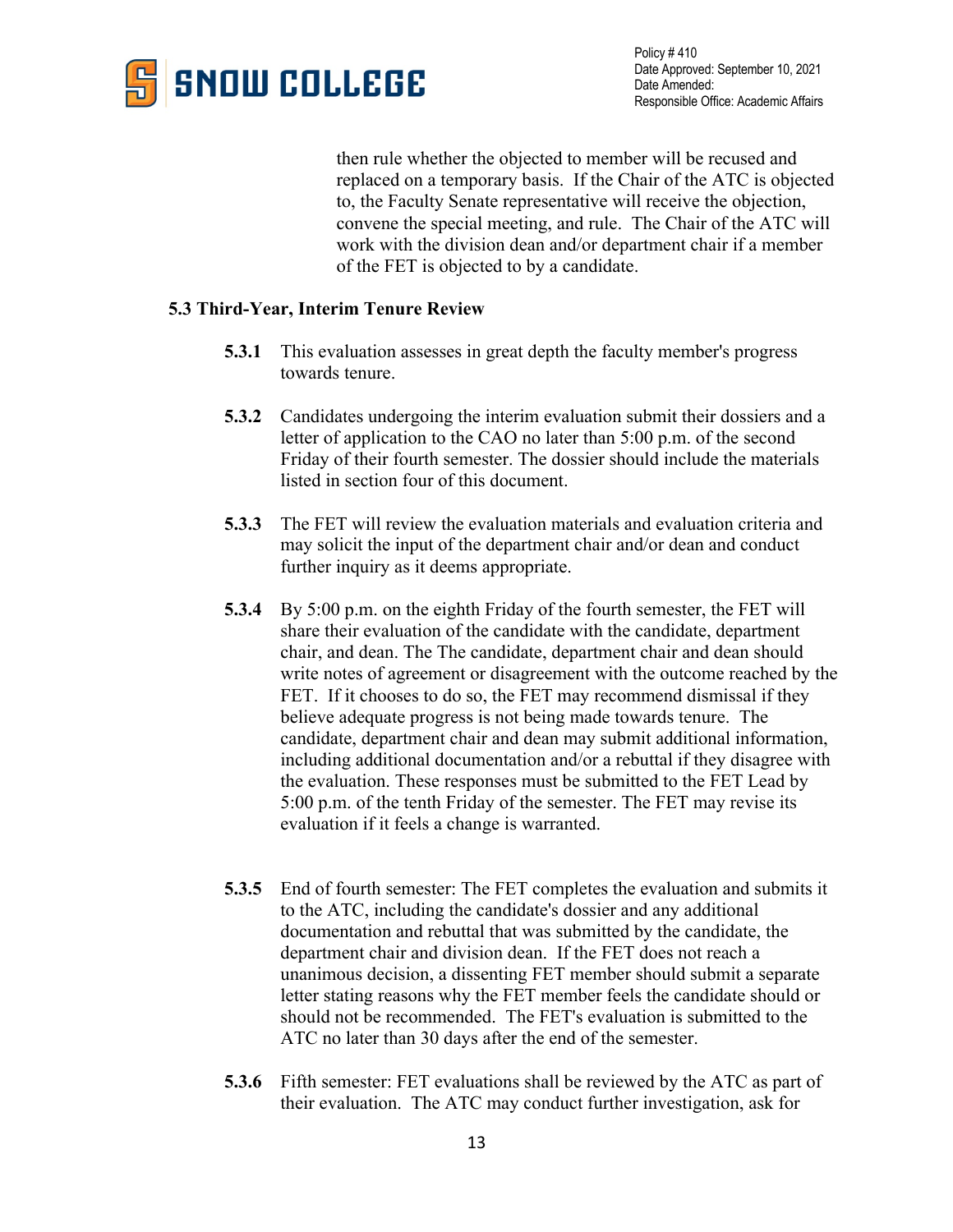then rule whether the objected to member will be recused and replaced on a temporary basis. If the Chair of the ATC is objected to, the Faculty Senate representative will receive the objection, convene the special meeting, and rule. The Chair of the ATC will work with the division dean and/or department chair if a member of the FET is objected to by a candidate.

### 5.3 Third-Year, Interim Tenure Review

**5.3.1** This evaluation assesses in great depth the faculty member's progress towards tenure.

**5.3.2** Candidates undergoing the interim evaluation submit their dossiers and a letter of application to the CAO no later than 5:00 p.m. of the second Friday of their fourth semester. The dossier should include the materials listed in section four of this document.

**5.3.3** The FET will review the evaluation materials and evaluation criteria and may solicit the input of the department chair and/or dean and conduct further inquiry as it deems appropriate.

**5.3.4** By 5:00 p.m. on the eighth Friday of the fourth semester, the FET will share their evaluation of the candidate with the candidate, department chair, and dean. The The candidate, department chair and dean should write notes of agreement or disagreement with the outcome reached by the FET. If it chooses to do so, the FET may recommend dismissal if they believe adequate progress is not being made towards tenure. The candidate, department chair and dean may submit additional information, including additional documentation and/or a rebuttal if they disagree with the evaluation. These responses must be submitted to the FET Lead by 5:00 p.m. of the tenth Friday of the semester. The FET may revise its evaluation if it feels a change is warranted.

**5.3.5** End of fourth semester: The FET completes the evaluation and submits it to the ATC, including the candidate's dossier and any additional documentation and rebuttal that was submitted by the candidate, the department chair and division dean. If the FET does not reach a unanimous decision, a dissenting FET member should submit a separate letter stating reasons why the FET member feels the candidate should or should not be recommended. The FET's evaluation is submitted to the ATC no later than 30 days after the end of the semester.

**5.3.6** Fifth semester: FET evaluations shall be reviewed by the ATC as part of their evaluation. The ATC may conduct further investigation, ask for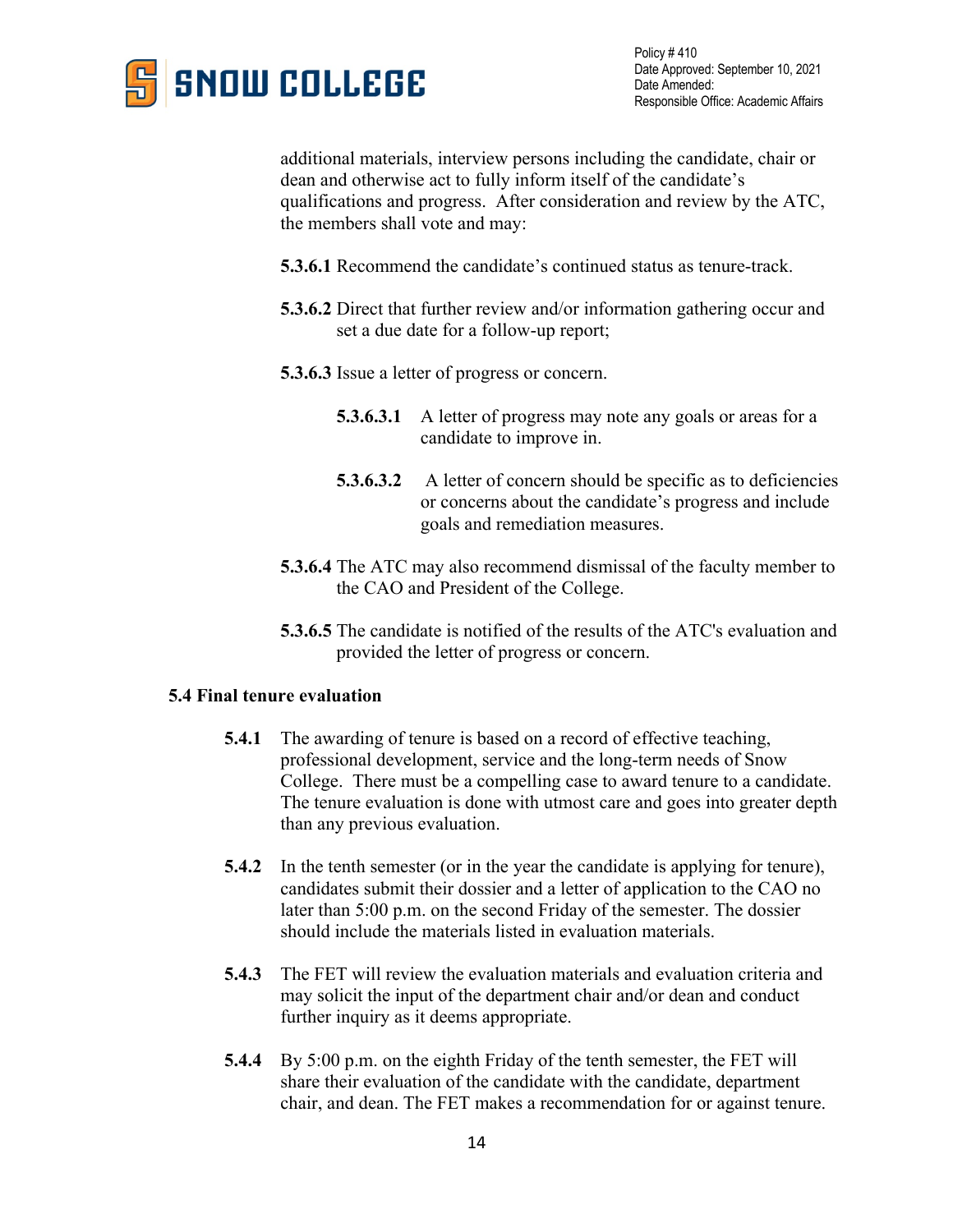additional materials, interview persons including the candidate, chair or dean and otherwise act to fully inform itself of the candidate's qualifications and progress. After consideration and review by the ATC, the members shall vote and may:

**5.3.6.1** Recommend the candidate's continued status as tenure-track.

**5.3.6.2** Direct that further review and/or information gathering occur and set a due date for a follow-up report;

**5.3.6.3** Issue a letter of progress or concern.

**5.3.6.3.1** A letter of progress may note any goals or areas for a candidate to improve in.

**5.3.6.3.2** A letter of concern should be specific as to deficiencies or concerns about the candidate's progress and include goals and remediation measures.

**5.3.6.4** The ATC may also recommend dismissal of the faculty member to the CAO and President of the College.

**5.3.6.5** The candidate is notified of the results of the ATC's evaluation and provided the letter of progress or concern.

**5.4 Final tenure evaluation**

**5.4.1** The awarding of tenure is based on a record of effective teaching, professional development, service and the long-term needs of Snow College. There must be a compelling case to award tenure to a candidate. The tenure evaluation is done with utmost care and goes into greater depth than any previous evaluation.

**5.4.2** In the tenth semester (or in the year the candidate is applying for tenure), candidates submit their dossier and a letter of application to the CAO no later than 5:00 p.m. on the second Friday of the semester. The dossier should include the materials listed in evaluation materials.

**5.4.3** The FET will review the evaluation materials and evaluation criteria and may solicit the input of the department chair and/or dean and conduct further inquiry as it deems appropriate.

**5.4.4** By 5:00 p.m. on the eighth Friday of the tenth semester, the FET will share their evaluation of the candidate with the candidate, department chair, and dean. The FET makes a recommendation for or against tenure.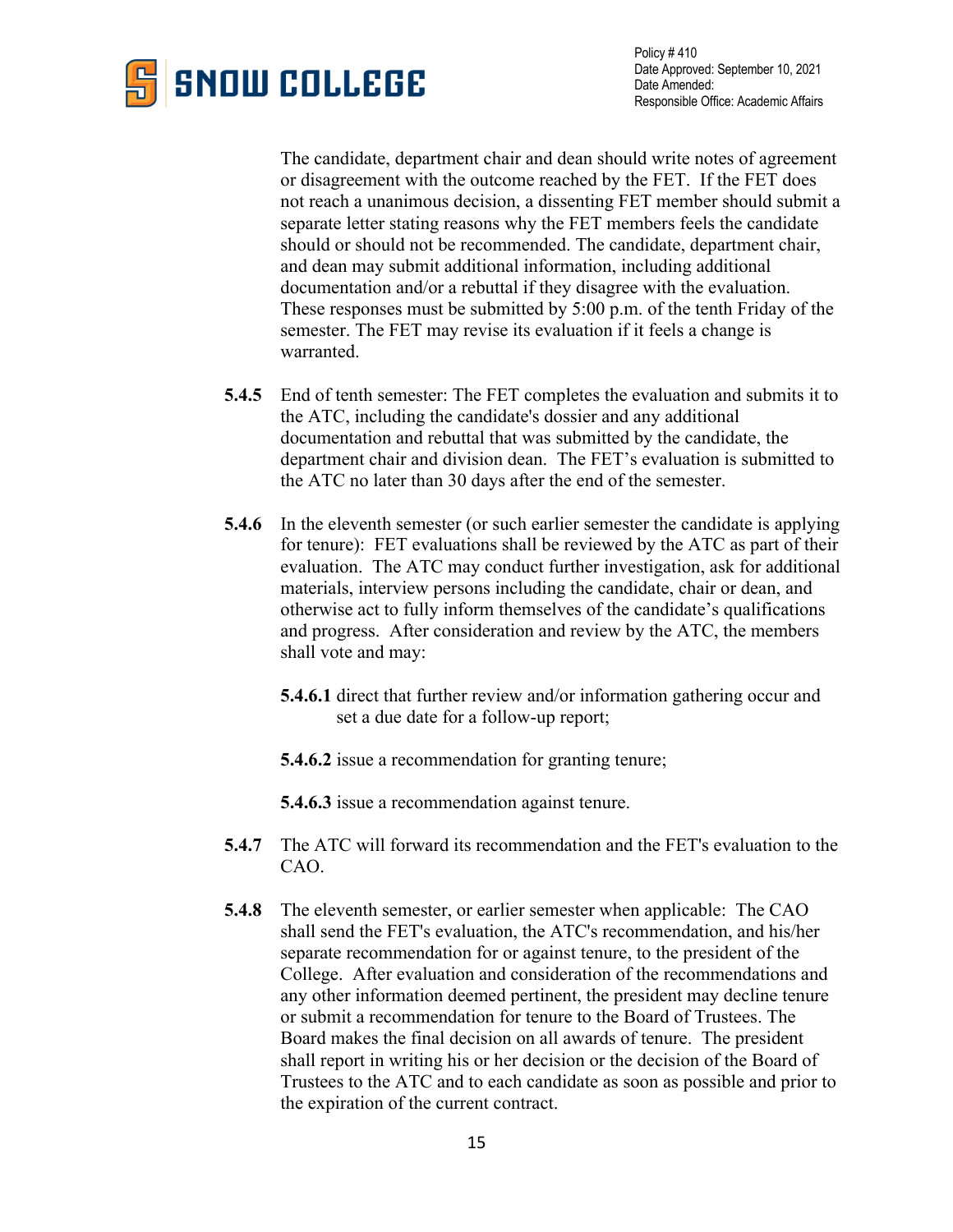The candidate, department chair and dean should write notes of agreement or disagreement with the outcome reached by the FET. If the FET does not reach a unanimous decision, a dissenting FET member should submit a separate letter stating reasons why the FET members feels the candidate should or should not be recommended. The candidate, department chair, and dean may submit additional information, including additional documentation and/or a rebuttal if they disagree with the evaluation. These responses must be submitted by 5:00 p.m. of the tenth Friday of the semester. The FET may revise its evaluation if it feels a change is warranted.

**5.4.5** End of tenth semester: The FET completes the evaluation and submits it to the ATC, including the candidate's dossier and any additional documentation and rebuttal that was submitted by the candidate, the department chair and division dean. The FET's evaluation is submitted to the ATC no later than 30 days after the end of the semester.

**5.4.6** In the eleventh semester (or such earlier semester the candidate is applying for tenure): FET evaluations shall be reviewed by the ATC as part of their evaluation. The ATC may conduct further investigation, ask for additional materials, interview persons including the candidate, chair or dean, and otherwise act to fully inform themselves of the candidate's qualifications and progress. After consideration and review by the ATC, the members shall vote and may:

**5.4.6.1** direct that further review and/or information gathering occur and set a due date for a follow-up report;

**5.4.6.2** issue a recommendation for granting tenure;

**5.4.6.3** issue a recommendation against tenure.

**5.4.7** The ATC will forward its recommendation and the FET's evaluation to the CAO.

**5.4.8** The eleventh semester, or earlier semester when applicable: The CAO shall send the FET's evaluation, the ATC's recommendation, and his/her separate recommendation for or against tenure, to the president of the College. After evaluation and consideration of the recommendations and any other information deemed pertinent, the president may decline tenure or submit a recommendation for tenure to the Board of Trustees. The Board makes the final decision on all awards of tenure. The president shall report in writing his or her decision or the decision of the Board of Trustees to the ATC and to each candidate as soon as possible and prior to the expiration of the current contract.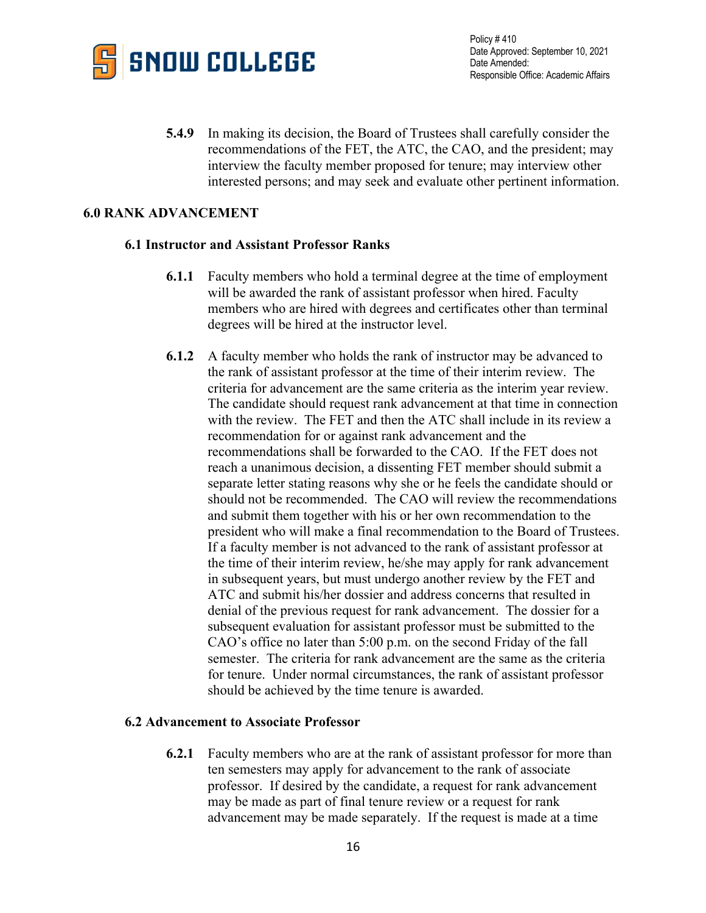**5.4.9** In making its decision, the Board of Trustees shall carefully consider the recommendations of the FET, the ATC, the CAO, and the president; may interview the faculty member proposed for tenure; may interview other interested persons; and may seek and evaluate other pertinent information.

## 6.0 RANK ADVANCEMENT

### 6.1 Instructor and Assistant Professor Ranks

**6.1.1** Faculty members who hold a terminal degree at the time of employment will be awarded the rank of assistant professor when hired. Faculty members who are hired with degrees and certificates other than terminal degrees will be hired at the instructor level.

**6.1.2** A faculty member who holds the rank of instructor may be advanced to the rank of assistant professor at the time of their interim review. The criteria for advancement are the same criteria as the interim year review. The candidate should request rank advancement at that time in connection with the review. The FET and then the ATC shall include in its review a recommendation for or against rank advancement and the recommendations shall be forwarded to the CAO. If the FET does not reach a unanimous decision, a dissenting FET member should submit a separate letter stating reasons why she or he feels the candidate should or should not be recommended. The CAO will review the recommendations and submit them together with his or her own recommendation to the president who will make a final recommendation to the Board of Trustees. If a faculty member is not advanced to the rank of assistant professor at the time of their interim review, he/she may apply for rank advancement in subsequent years, but must undergo another review by the FET and ATC and submit his/her dossier and address concerns that resulted in denial of the previous request for rank advancement. The dossier for a subsequent evaluation for assistant professor must be submitted to the CAO's office no later than 5:00 p.m. on the second Friday of the fall semester. The criteria for rank advancement are the same as the criteria for tenure. Under normal circumstances, the rank of assistant professor should be achieved by the time tenure is awarded.

### 6.2 Advancement to Associate Professor

**6.2.1** Faculty members who are at the rank of assistant professor for more than ten semesters may apply for advancement to the rank of associate professor. If desired by the candidate, a request for rank advancement may be made as part of final tenure review or a request for rank advancement may be made separately. If the request is made at a time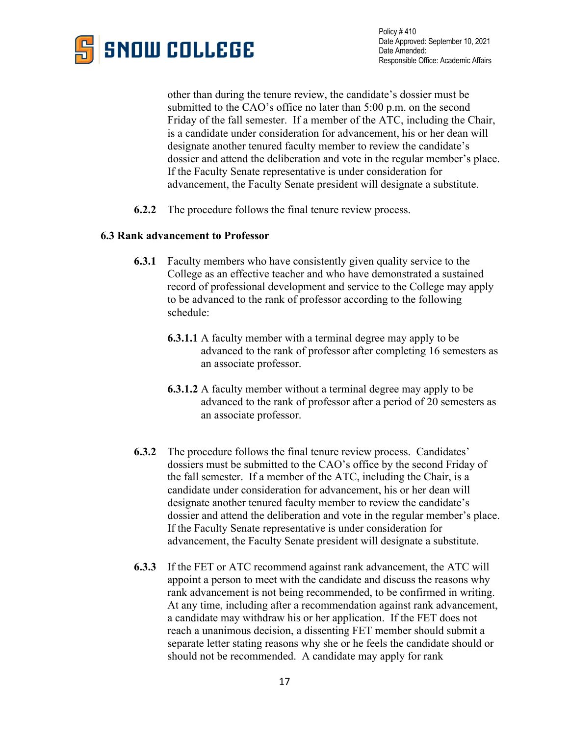other than during the tenure review, the candidate's dossier must be submitted to the CAO's office no later than 5:00 p.m. on the second Friday of the fall semester. If a member of the ATC, including the Chair, is a candidate under consideration for advancement, his or her dean will designate another tenured faculty member to review the candidate's dossier and attend the deliberation and vote in the regular member's place. If the Faculty Senate representative is under consideration for advancement, the Faculty Senate president will designate a substitute.

**6.2.2** The procedure follows the final tenure review process.

### 6.3 Rank advancement to Professor

**6.3.1** Faculty members who have consistently given quality service to the College as an effective teacher and who have demonstrated a sustained record of professional development and service to the College may apply to be advanced to the rank of professor according to the following schedule:

**6.3.1.1** A faculty member with a terminal degree may apply to be advanced to the rank of professor after completing 16 semesters as an associate professor.

**6.3.1.2** A faculty member without a terminal degree may apply to be advanced to the rank of professor after a period of 20 semesters as an associate professor.

**6.3.2** The procedure follows the final tenure review process. Candidates' dossiers must be submitted to the CAO's office by the second Friday of the fall semester. If a member of the ATC, including the Chair, is a candidate under consideration for advancement, his or her dean will designate another tenured faculty member to review the candidate's dossier and attend the deliberation and vote in the regular member's place. If the Faculty Senate representative is under consideration for advancement, the Faculty Senate president will designate a substitute.

**6.3.3** If the FET or ATC recommend against rank advancement, the ATC will appoint a person to meet with the candidate and discuss the reasons why rank advancement is not being recommended, to be confirmed in writing. At any time, including after a recommendation against rank advancement, a candidate may withdraw his or her application. If the FET does not reach a unanimous decision, a dissenting FET member should submit a separate letter stating reasons why she or he feels the candidate should or should not be recommended. A candidate may apply for rank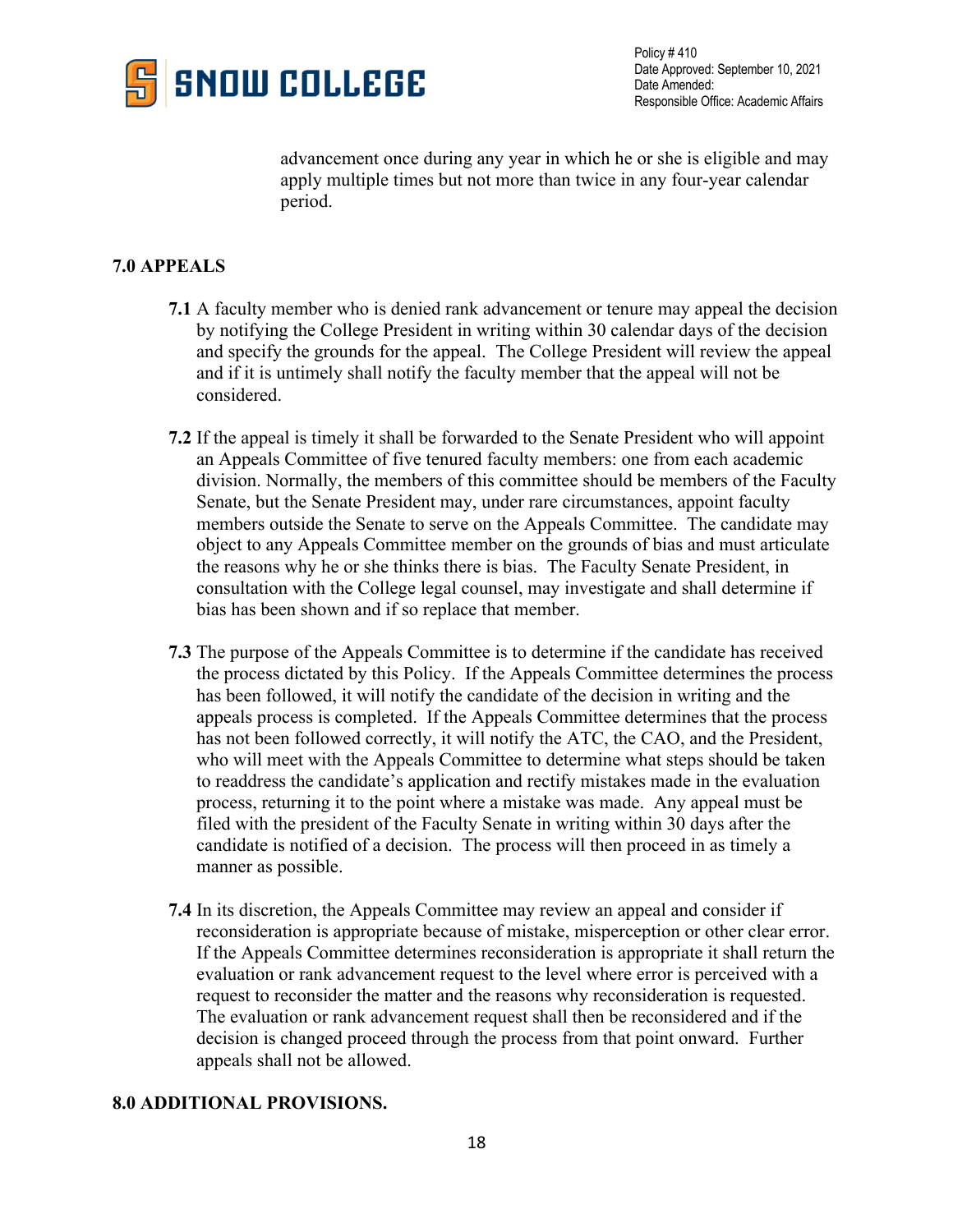advancement once during any year in which he or she is eligible and may apply multiple times but not more than twice in any four-year calendar period.

## 7.0 APPEALS

**7.1** A faculty member who is denied rank advancement or tenure may appeal the decision by notifying the College President in writing within 30 calendar days of the decision and specify the grounds for the appeal. The College President will review the appeal and if it is untimely shall notify the faculty member that the appeal will not be considered.

**7.2** If the appeal is timely it shall be forwarded to the Senate President who will appoint an Appeals Committee of five tenured faculty members: one from each academic division. Normally, the members of this committee should be members of the Faculty Senate, but the Senate President may, under rare circumstances, appoint faculty members outside the Senate to serve on the Appeals Committee. The candidate may object to any Appeals Committee member on the grounds of bias and must articulate the reasons why he or she thinks there is bias. The Faculty Senate President, in consultation with the College legal counsel, may investigate and shall determine if bias has been shown and if so replace that member.

**7.3** The purpose of the Appeals Committee is to determine if the candidate has received the process dictated by this Policy. If the Appeals Committee determines the process has been followed, it will notify the candidate of the decision in writing and the appeals process is completed. If the Appeals Committee determines that the process has not been followed correctly, it will notify the ATC, the CAO, and the President, who will meet with the Appeals Committee to determine what steps should be taken to readdress the candidate's application and rectify mistakes made in the evaluation process, returning it to the point where a mistake was made. Any appeal must be filed with the president of the Faculty Senate in writing within 30 days after the candidate is notified of a decision. The process will then proceed in as timely a manner as possible.

**7.4** In its discretion, the Appeals Committee may review an appeal and consider if reconsideration is appropriate because of mistake, misperception or other clear error. If the Appeals Committee determines reconsideration is appropriate it shall return the evaluation or rank advancement request to the level where error is perceived with a request to reconsider the matter and the reasons why reconsideration is requested. The evaluation or rank advancement request shall then be reconsidered and if the decision is changed proceed through the process from that point onward. Further appeals shall not be allowed.

## 8.0 ADDITIONAL PROVISIONS.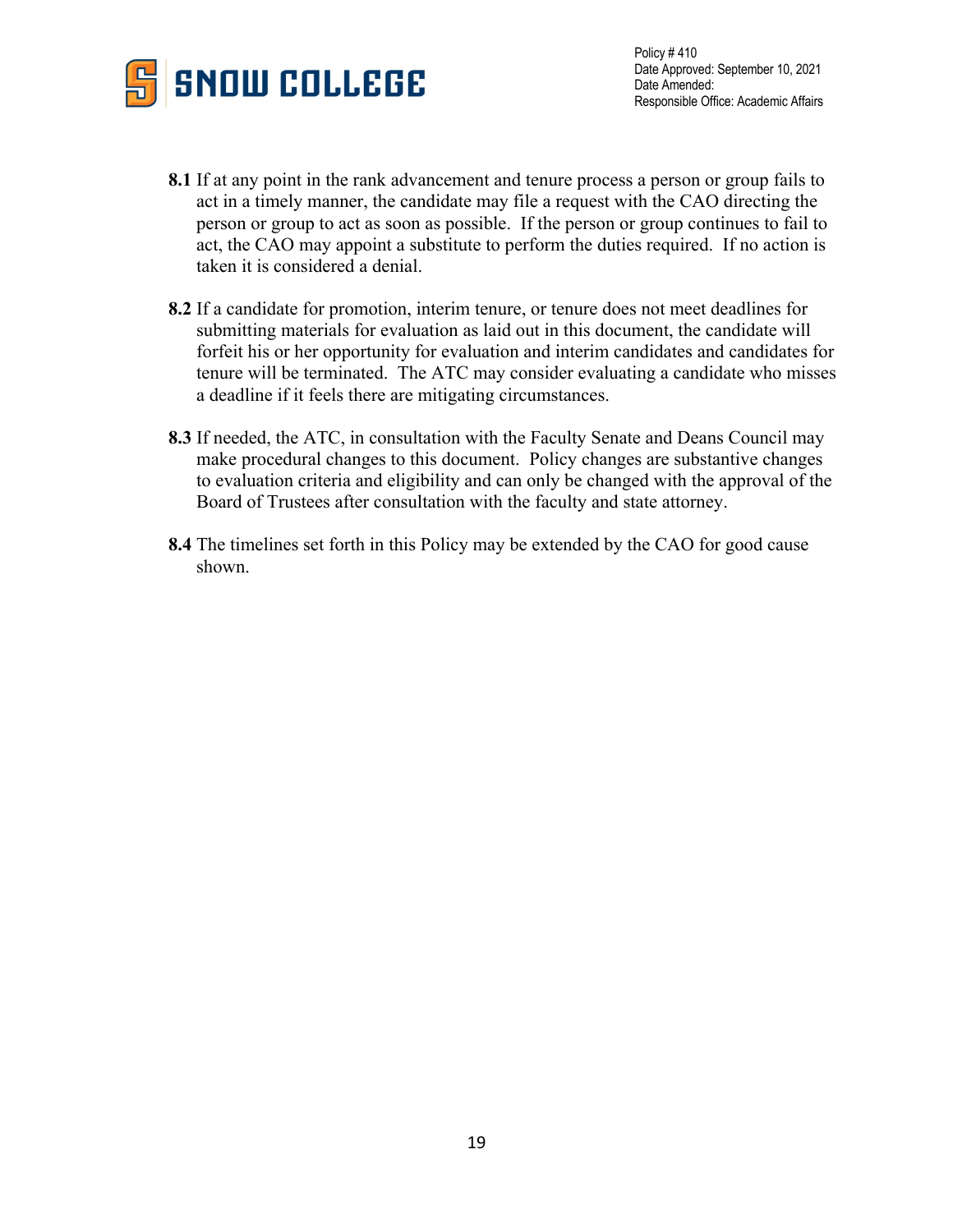**8.1** If at any point in the rank advancement and tenure process a person or group fails to act in a timely manner, the candidate may file a request with the CAO directing the person or group to act as soon as possible. If the person or group continues to fail to act, the CAO may appoint a substitute to perform the duties required. If no action is taken it is considered a denial.

**8.2** If a candidate for promotion, interim tenure, or tenure does not meet deadlines for submitting materials for evaluation as laid out in this document, the candidate will forfeit his or her opportunity for evaluation and interim candidates and candidates for tenure will be terminated. The ATC may consider evaluating a candidate who misses a deadline if it feels there are mitigating circumstances.

**8.3** If needed, the ATC, in consultation with the Faculty Senate and Deans Council may make procedural changes to this document. Policy changes are substantive changes to evaluation criteria and eligibility and can only be changed with the approval of the Board of Trustees after consultation with the faculty and state attorney.

**8.4** The timelines set forth in this Policy may be extended by the CAO for good cause shown.